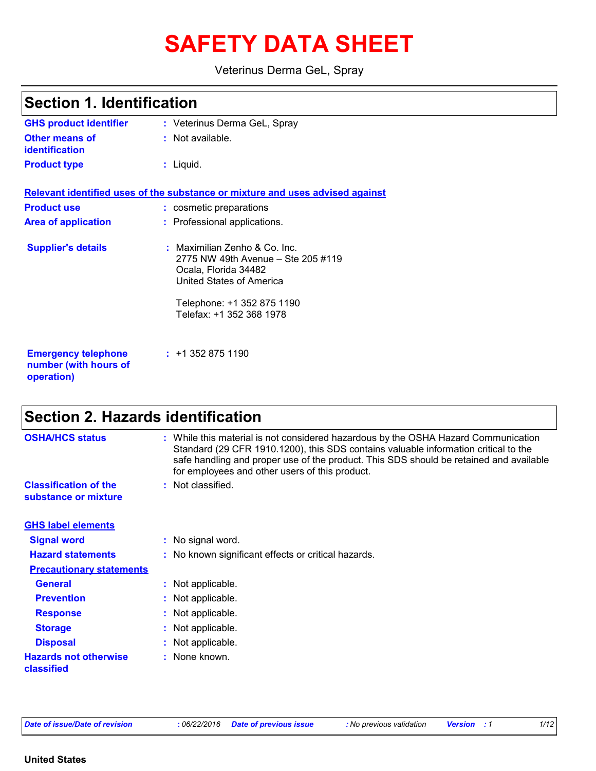# SAFETY DATA SHEET

Veterinus Derma GeL, Spray

## Section 1. Identification

**GHS product identifier** : Veterinus Derma GeL, Spray

**Other means of identification** : Not available.

**Product type** : Liquid.

**Relevant identified uses of the substance or mixture and uses advised against**

**Product use** : cosmetic preparations

**Area of application** : Professional applications.

**Supplier's details** : Maximilian Zenho & Co. Inc.
2775 NW 49th Avenue – Ste 205 #119
Ocala, Florida 34482
United States of America

Telephone: +1 352 875 1190
Telefax: +1 352 368 1978

**Emergency telephone number (with hours of operation)** : +1 352 875 1190

## Section 2. Hazards identification

**OSHA/HCS status** : While this material is not considered hazardous by the OSHA Hazard Communication Standard (29 CFR 1910.1200), this SDS contains valuable information critical to the safe handling and proper use of the product. This SDS should be retained and available for employees and other users of this product.

**Classification of the substance or mixture** : Not classified.

**GHS label elements**

**Signal word** : No signal word.

**Hazard statements** : No known significant effects or critical hazards.

**Precautionary statements**

**General** : Not applicable.

**Prevention** : Not applicable.

**Response** : Not applicable.

**Storage** : Not applicable.

**Disposal** : Not applicable.

**Hazards not otherwise classified** : None known.

*Date of issue/Date of revision* : 06/22/2016 *Date of previous issue* : No previous validation *Version* : 1

United States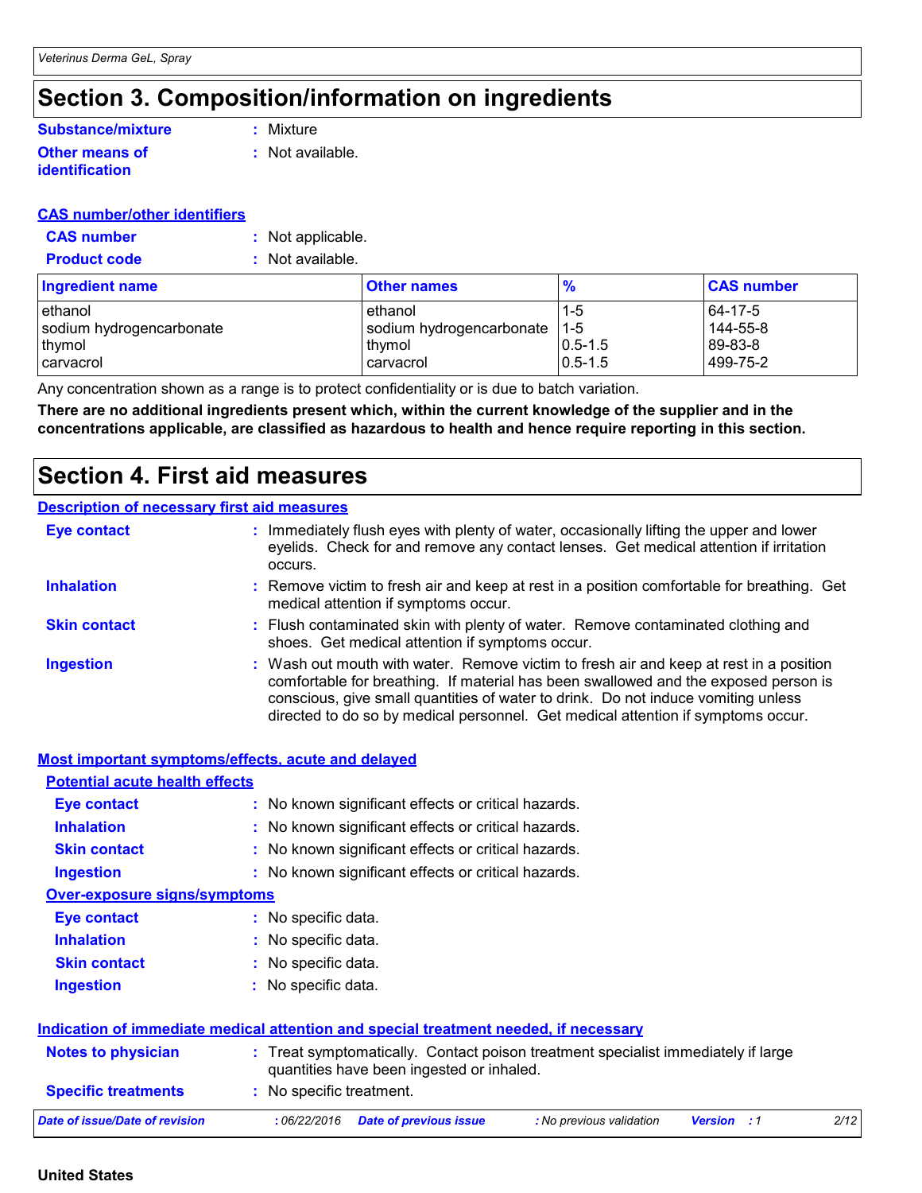# Section 3. Composition/information on ingredients

**Substance/mixture** : Mixture

**Other means of identification** : Not available.

**CAS number/other identifiers**

**CAS number** : Not applicable.

**Product code** : Not available.

| Ingredient name | Other names | % | CAS number |
|---|---|---|---|
| ethanol | ethanol | 1-5 | 64-17-5 |
| sodium hydrogencarbonate | sodium hydrogencarbonate | 1-5 | 144-55-8 |
| thymol | thymol | 0.5-1.5 | 89-83-8 |
| carvacrol | carvacrol | 0.5-1.5 | 499-75-2 |

Any concentration shown as a range is to protect confidentiality or is due to batch variation.

**There are no additional ingredients present which, within the current knowledge of the supplier and in the concentrations applicable, are classified as hazardous to health and hence require reporting in this section.**

# Section 4. First aid measures

**Description of necessary first aid measures**

**Eye contact** : Immediately flush eyes with plenty of water, occasionally lifting the upper and lower eyelids. Check for and remove any contact lenses. Get medical attention if irritation occurs.

**Inhalation** : Remove victim to fresh air and keep at rest in a position comfortable for breathing. Get medical attention if symptoms occur.

**Skin contact** : Flush contaminated skin with plenty of water. Remove contaminated clothing and shoes. Get medical attention if symptoms occur.

**Ingestion** : Wash out mouth with water. Remove victim to fresh air and keep at rest in a position comfortable for breathing. If material has been swallowed and the exposed person is conscious, give small quantities of water to drink. Do not induce vomiting unless directed to do so by medical personnel. Get medical attention if symptoms occur.

**Most important symptoms/effects, acute and delayed**

**Potential acute health effects**

**Eye contact** : No known significant effects or critical hazards.

**Inhalation** : No known significant effects or critical hazards.

**Skin contact** : No known significant effects or critical hazards.

**Ingestion** : No known significant effects or critical hazards.

**Over-exposure signs/symptoms**

**Eye contact** : No specific data.

**Inhalation** : No specific data.

**Skin contact** : No specific data.

**Ingestion** : No specific data.

**Indication of immediate medical attention and special treatment needed, if necessary**

**Notes to physician** : Treat symptomatically. Contact poison treatment specialist immediately if large quantities have been ingested or inhaled.

**Specific treatments** : No specific treatment.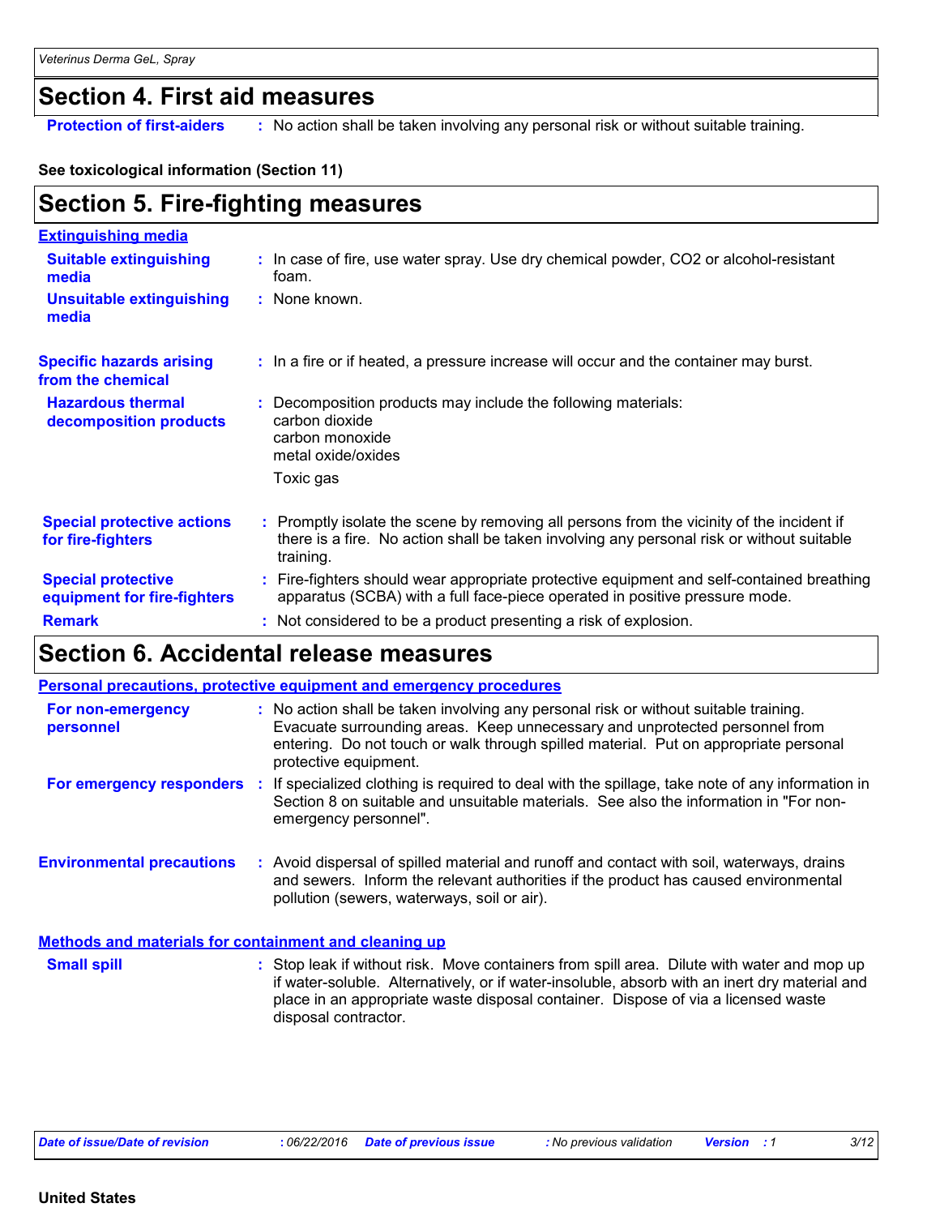# Section 4. First aid measures

**Protection of first-aiders** : No action shall be taken involving any personal risk or without suitable training.

**See toxicological information (Section 11)**

# Section 5. Fire-fighting measures

**Extinguishing media**

**Suitable extinguishing media** : In case of fire, use water spray. Use dry chemical powder, $CO_2$ or alcohol-resistant foam.

**Unsuitable extinguishing media** : None known.

**Specific hazards arising from the chemical** : In a fire or if heated, a pressure increase will occur and the container may burst.

**Hazardous thermal decomposition products** : Decomposition products may include the following materials:
carbon dioxide
carbon monoxide
metal oxide/oxides

Toxic gas

**Special protective actions for fire-fighters** : Promptly isolate the scene by removing all persons from the vicinity of the incident if there is a fire. No action shall be taken involving any personal risk or without suitable training.

**Special protective equipment for fire-fighters** : Fire-fighters should wear appropriate protective equipment and self-contained breathing apparatus (SCBA) with a full face-piece operated in positive pressure mode.

**Remark** : Not considered to be a product presenting a risk of explosion.

# Section 6. Accidental release measures

**Personal precautions, protective equipment and emergency procedures**

**For non-emergency personnel** : No action shall be taken involving any personal risk or without suitable training. Evacuate surrounding areas. Keep unnecessary and unprotected personnel from entering. Do not touch or walk through spilled material. Put on appropriate personal protective equipment.

**For emergency responders** : If specialized clothing is required to deal with the spillage, take note of any information in Section 8 on suitable and unsuitable materials. See also the information in "For non-emergency personnel".

**Environmental precautions** : Avoid dispersal of spilled material and runoff and contact with soil, waterways, drains and sewers. Inform the relevant authorities if the product has caused environmental pollution (sewers, waterways, soil or air).

**Methods and materials for containment and cleaning up**

**Small spill** : Stop leak if without risk. Move containers from spill area. Dilute with water and mop up if water-soluble. Alternatively, or if water-insoluble, absorb with an inert dry material and place in an appropriate waste disposal container. Dispose of via a licensed waste disposal contractor.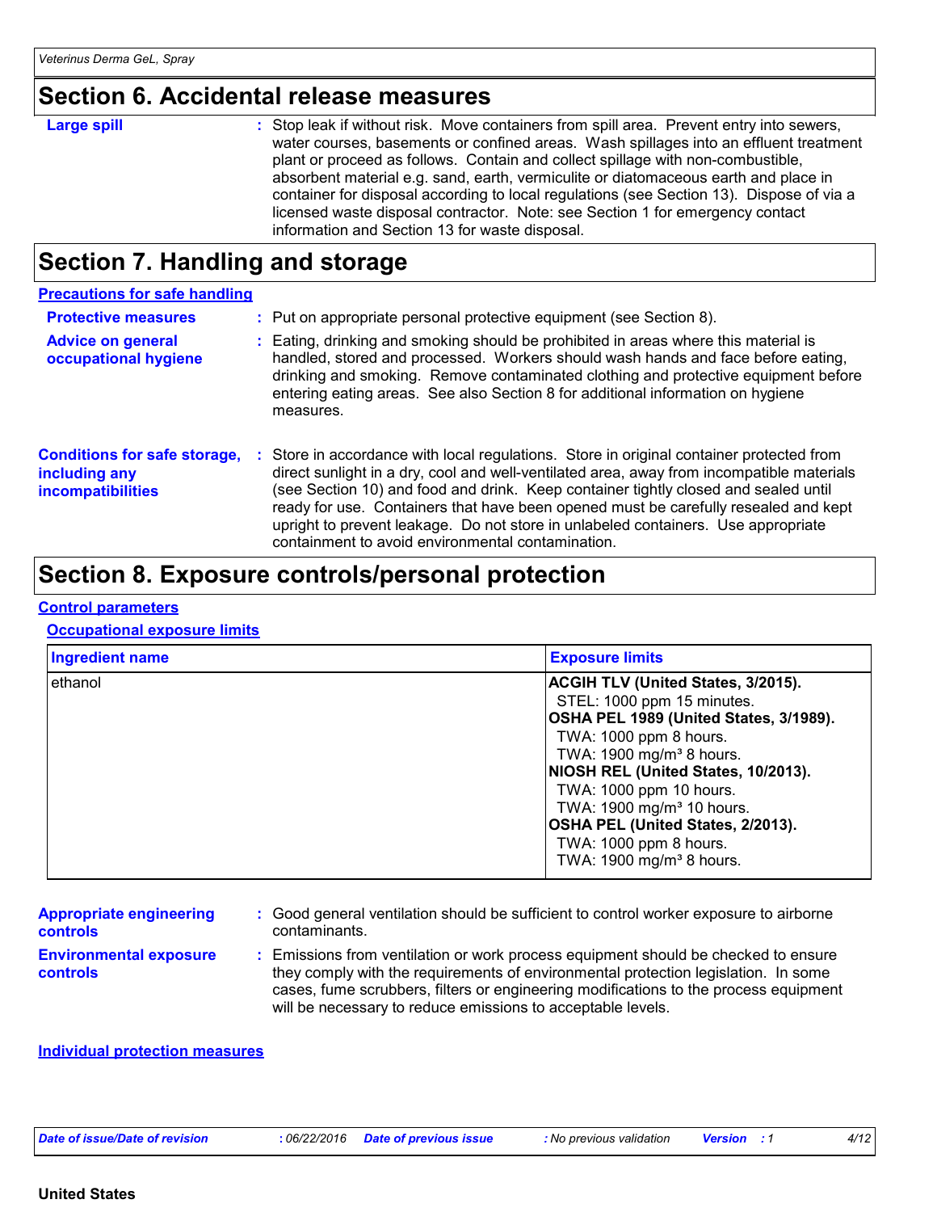## Section 6. Accidental release measures

**Large spill** : Stop leak if without risk. Move containers from spill area. Prevent entry into sewers, water courses, basements or confined areas. Wash spillages into an effluent treatment plant or proceed as follows. Contain and collect spillage with non-combustible, absorbent material e.g. sand, earth, vermiculite or diatomaceous earth and place in container for disposal according to local regulations (see Section 13). Dispose of via a licensed waste disposal contractor. Note: see Section 1 for emergency contact information and Section 13 for waste disposal.

## Section 7. Handling and storage

### Precautions for safe handling

**Protective measures** : Put on appropriate personal protective equipment (see Section 8).

**Advice on general occupational hygiene** : Eating, drinking and smoking should be prohibited in areas where this material is handled, stored and processed. Workers should wash hands and face before eating, drinking and smoking. Remove contaminated clothing and protective equipment before entering eating areas. See also Section 8 for additional information on hygiene measures.

**Conditions for safe storage, including any incompatibilities** : Store in accordance with local regulations. Store in original container protected from direct sunlight in a dry, cool and well-ventilated area, away from incompatible materials (see Section 10) and food and drink. Keep container tightly closed and sealed until ready for use. Containers that have been opened must be carefully resealed and kept upright to prevent leakage. Do not store in unlabeled containers. Use appropriate containment to avoid environmental contamination.

## Section 8. Exposure controls/personal protection

### Control parameters

#### Occupational exposure limits

| Ingredient name | Exposure limits |
|---|---|
| ethanol | **ACGIH TLV (United States, 3/2015).**<br>STEL: 1000 ppm 15 minutes.<br>**OSHA PEL 1989 (United States, 3/1989).**<br>TWA: 1000 ppm 8 hours.<br>TWA: 1900 mg/m³ 8 hours.<br>**NIOSH REL (United States, 10/2013).**<br>TWA: 1000 ppm 10 hours.<br>TWA: 1900 mg/m³ 10 hours.<br>**OSHA PEL (United States, 2/2013).**<br>TWA: 1000 ppm 8 hours.<br>TWA: 1900 mg/m³ 8 hours. |

**Appropriate engineering controls** : Good general ventilation should be sufficient to control worker exposure to airborne contaminants.

**Environmental exposure controls** : Emissions from ventilation or work process equipment should be checked to ensure they comply with the requirements of environmental protection legislation. In some cases, fume scrubbers, filters or engineering modifications to the process equipment will be necessary to reduce emissions to acceptable levels.

### Individual protection measures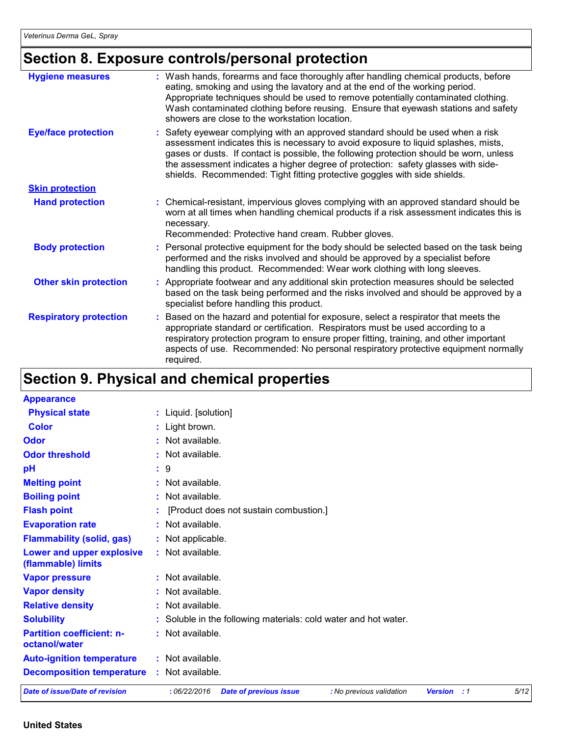## Section 8. Exposure controls/personal protection

**Hygiene measures** : Wash hands, forearms and face thoroughly after handling chemical products, before eating, smoking and using the lavatory and at the end of the working period. Appropriate techniques should be used to remove potentially contaminated clothing. Wash contaminated clothing before reusing. Ensure that eyewash stations and safety showers are close to the workstation location.

**Eye/face protection** : Safety eyewear complying with an approved standard should be used when a risk assessment indicates this is necessary to avoid exposure to liquid splashes, mists, gases or dusts. If contact is possible, the following protection should be worn, unless the assessment indicates a higher degree of protection: safety glasses with side-shields. Recommended: Tight fitting protective goggles with side shields.

**Skin protection**

**Hand protection** : Chemical-resistant, impervious gloves complying with an approved standard should be worn at all times when handling chemical products if a risk assessment indicates this is necessary.
Recommended: Protective hand cream. Rubber gloves.

**Body protection** : Personal protective equipment for the body should be selected based on the task being performed and the risks involved and should be approved by a specialist before handling this product. Recommended: Wear work clothing with long sleeves.

**Other skin protection** : Appropriate footwear and any additional skin protection measures should be selected based on the task being performed and the risks involved and should be approved by a specialist before handling this product.

**Respiratory protection** : Based on the hazard and potential for exposure, select a respirator that meets the appropriate standard or certification. Respirators must be used according to a respiratory protection program to ensure proper fitting, training, and other important aspects of use. Recommended: No personal respiratory protective equipment normally required.

## Section 9. Physical and chemical properties

**Appearance**

**Physical state** : Liquid. [solution]

**Color** : Light brown.

**Odor** : Not available.

**Odor threshold** : Not available.

**pH** : 9

**Melting point** : Not available.

**Boiling point** : Not available.

**Flash point** : [Product does not sustain combustion.]

**Evaporation rate** : Not available.

**Flammability (solid, gas)** : Not applicable.

**Lower and upper explosive (flammable) limits** : Not available.

**Vapor pressure** : Not available.

**Vapor density** : Not available.

**Relative density** : Not available.

**Solubility** : Soluble in the following materials: cold water and hot water.

**Partition coefficient: n-octanol/water** : Not available.

**Auto-ignition temperature** : Not available.

**Decomposition temperature** : Not available.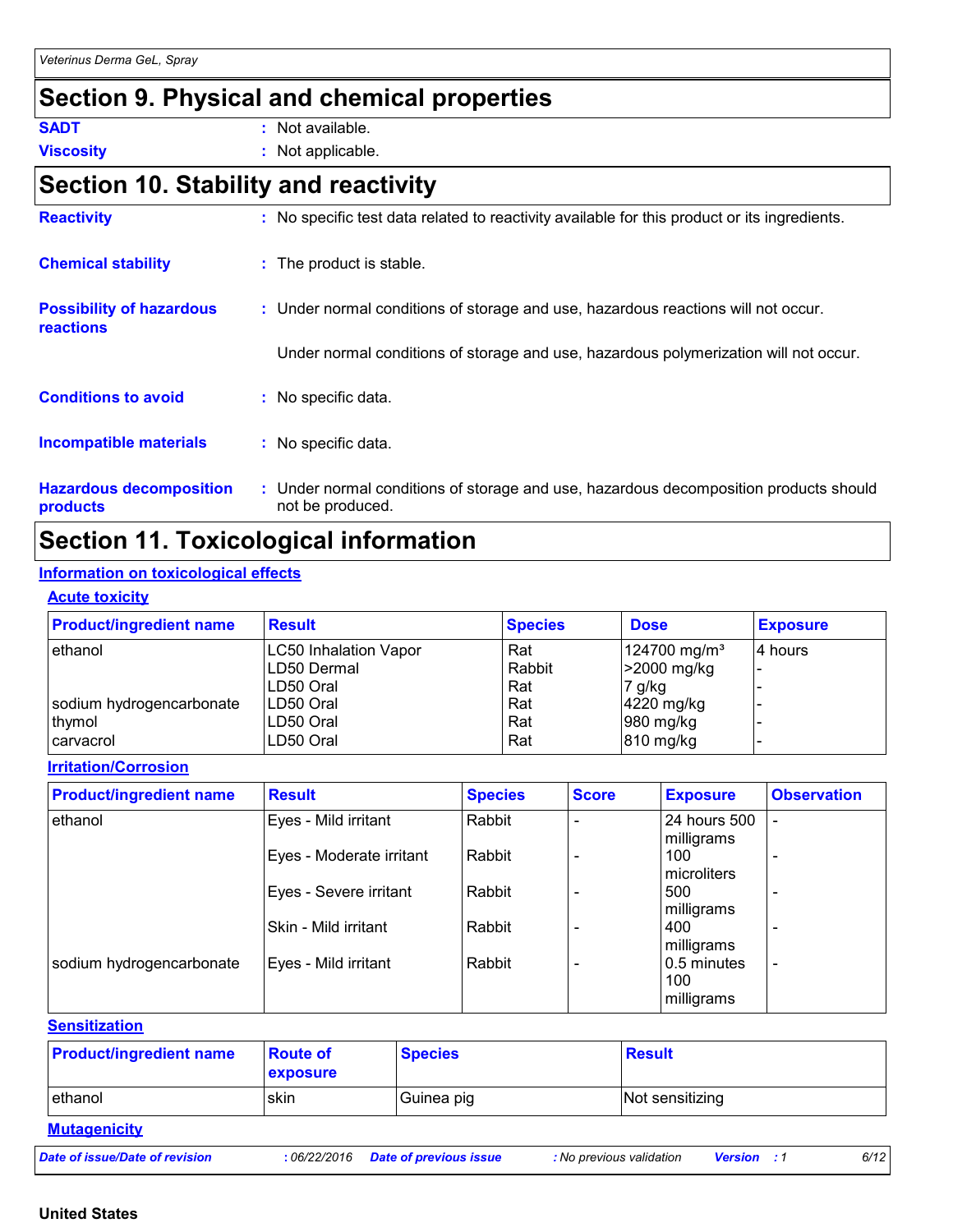## Section 9. Physical and chemical properties

**SADT** : Not available.

**Viscosity** : Not applicable.

## Section 10. Stability and reactivity

**Reactivity** : No specific test data related to reactivity available for this product or its ingredients.

**Chemical stability** : The product is stable.

**Possibility of hazardous reactions** : Under normal conditions of storage and use, hazardous reactions will not occur.

Under normal conditions of storage and use, hazardous polymerization will not occur.

**Conditions to avoid** : No specific data.

**Incompatible materials** : No specific data.

**Hazardous decomposition products** : Under normal conditions of storage and use, hazardous decomposition products should not be produced.

## Section 11. Toxicological information

### Information on toxicological effects

#### Acute toxicity

| Product/ingredient name | Result | Species | Dose | Exposure |
|---|---|---|---|---|
| ethanol | LC50 Inhalation Vapor | Rat | 124700 mg/m³ | 4 hours |
| | LD50 Dermal | Rabbit | >2000 mg/kg | - |
| | LD50 Oral | Rat | 7 g/kg | - |
| sodium hydrogencarbonate | LD50 Oral | Rat | 4220 mg/kg | - |
| thymol | LD50 Oral | Rat | 980 mg/kg | - |
| carvacrol | LD50 Oral | Rat | 810 mg/kg | - |

#### Irritation/Corrosion

| Product/ingredient name | Result | Species | Score | Exposure | Observation |
|---|---|---|---|---|---|
| ethanol | Eyes - Mild irritant | Rabbit | - | 24 hours 500 milligrams | - |
| | Eyes - Moderate irritant | Rabbit | - | 100 microliters | - |
| | Eyes - Severe irritant | Rabbit | - | 500 milligrams | - |
| | Skin - Mild irritant | Rabbit | - | 400 milligrams | - |
| sodium hydrogencarbonate | Eyes - Mild irritant | Rabbit | - | 0.5 minutes 100 milligrams | - |

#### Sensitization

| Product/ingredient name | Route of exposure | Species | Result |
|---|---|---|---|
| ethanol | skin | Guinea pig | Not sensitizing |

#### Mutagenicity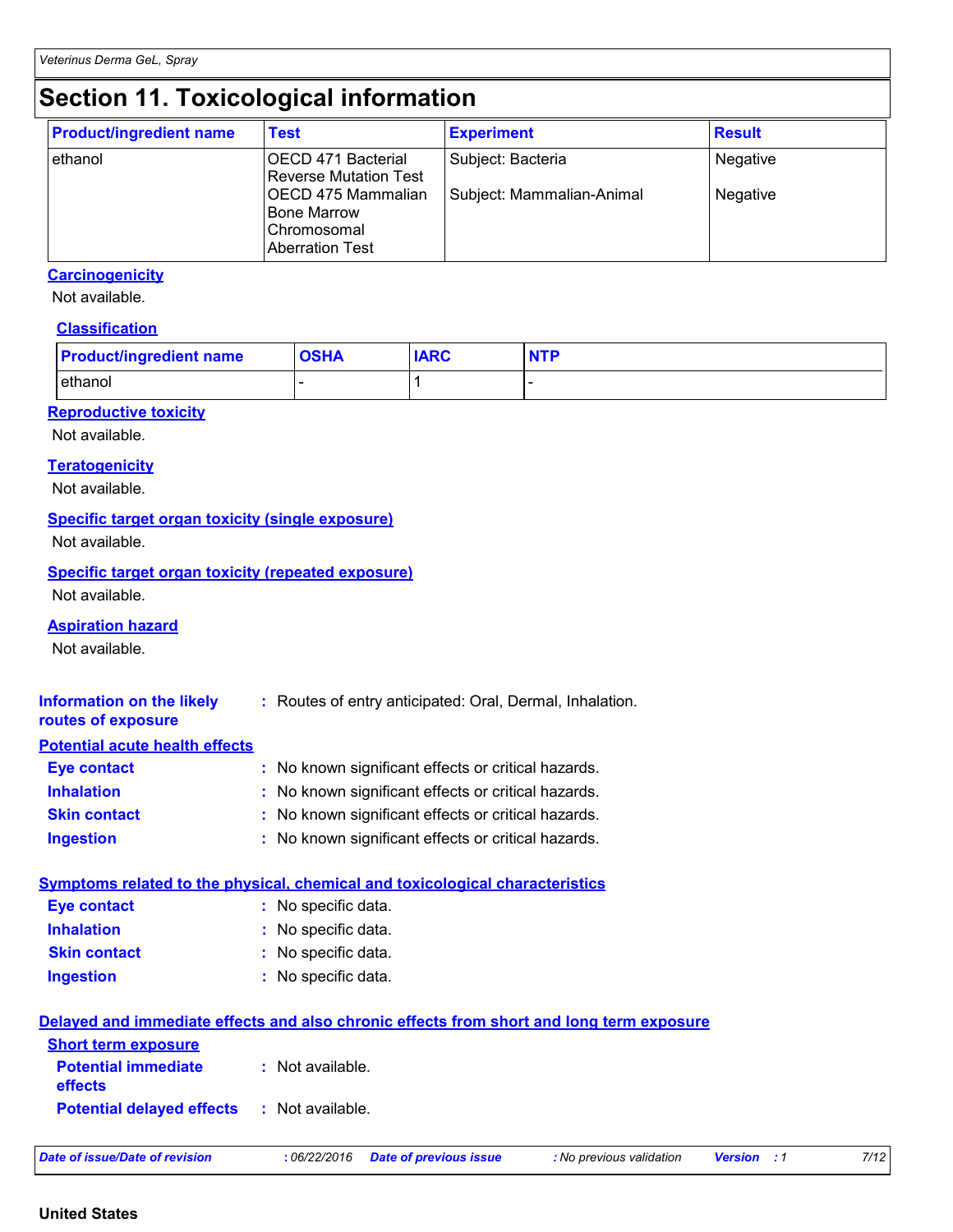# Section 11. Toxicological information

| Product/ingredient name | Test | Experiment | Result |
| --- | --- | --- | --- |
| ethanol | OECD 471 Bacterial Reverse Mutation Test | Subject: Bacteria | Negative |
| | OECD 475 Mammalian Bone Marrow Chromosomal Aberration Test | Subject: Mammalian-Animal | Negative |

**Carcinogenicity**

Not available.

**Classification**

| Product/ingredient name | OSHA | IARC | NTP |
| --- | --- | --- | --- |
| ethanol | - | 1 | - |

**Reproductive toxicity**

Not available.

**Teratogenicity**

Not available.

**Specific target organ toxicity (single exposure)**

Not available.

**Specific target organ toxicity (repeated exposure)**

Not available.

**Aspiration hazard**

Not available.

**Information on the likely routes of exposure** : Routes of entry anticipated: Oral, Dermal, Inhalation.

**Potential acute health effects**

**Eye contact** : No known significant effects or critical hazards.

**Inhalation** : No known significant effects or critical hazards.

**Skin contact** : No known significant effects or critical hazards.

**Ingestion** : No known significant effects or critical hazards.

**Symptoms related to the physical, chemical and toxicological characteristics**

**Eye contact** : No specific data.

**Inhalation** : No specific data.

**Skin contact** : No specific data.

**Ingestion** : No specific data.

**Delayed and immediate effects and also chronic effects from short and long term exposure**

**Short term exposure**

**Potential immediate effects** : Not available.

**Potential delayed effects** : Not available.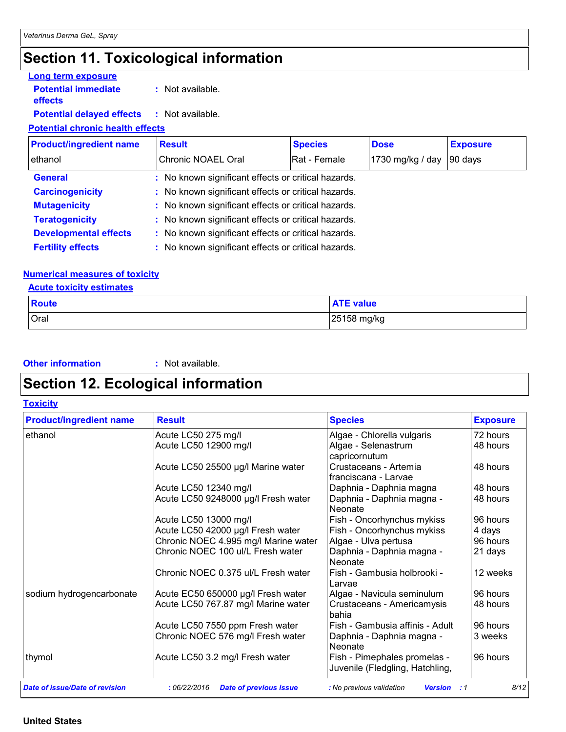# Section 11. Toxicological information

### Long term exposure

**Potential immediate effects** : Not available.

**Potential delayed effects** : Not available.

### Potential chronic health effects

| Product/ingredient name | Result | Species | Dose | Exposure |
|---|---|---|---|---|
| ethanol | Chronic NOAEL Oral | Rat - Female | 1730 mg/kg / day | 90 days |

**General** : No known significant effects or critical hazards.

**Carcinogenicity** : No known significant effects or critical hazards.

**Mutagenicity** : No known significant effects or critical hazards.

**Teratogenicity** : No known significant effects or critical hazards.

**Developmental effects** : No known significant effects or critical hazards.

**Fertility effects** : No known significant effects or critical hazards.

### Numerical measures of toxicity

#### Acute toxicity estimates

| Route | ATE value |
|---|---|
| Oral | 25158 mg/kg |

**Other information** : Not available.

# Section 12. Ecological information

### Toxicity

| Product/ingredient name | Result | Species | Exposure |
|---|---|---|---|
| ethanol | Acute LC50 275 mg/l | Algae - Chlorella vulgaris | 72 hours |
| | Acute LC50 12900 mg/l | Algae - Selenastrum capricornutum | 48 hours |
| | Acute LC50 25500 µg/l Marine water | Crustaceans - Artemia franciscana - Larvae | 48 hours |
| | Acute LC50 12340 mg/l | Daphnia - Daphnia magna | 48 hours |
| | Acute LC50 9248000 µg/l Fresh water | Daphnia - Daphnia magna - Neonate | 48 hours |
| | Acute LC50 13000 mg/l | Fish - Oncorhynchus mykiss | 96 hours |
| | Acute LC50 42000 µg/l Fresh water | Fish - Oncorhynchus mykiss | 4 days |
| | Chronic NOEC 4.995 mg/l Marine water | Algae - Ulva pertusa | 96 hours |
| | Chronic NOEC 100 ul/L Fresh water | Daphnia - Daphnia magna - Neonate | 21 days |
| | Chronic NOEC 0.375 ul/L Fresh water | Fish - Gambusia holbrooki - Larvae | 12 weeks |
| sodium hydrogencarbonate | Acute EC50 650000 µg/l Fresh water | Algae - Navicula seminulum | 96 hours |
| | Acute LC50 767.87 mg/l Marine water | Crustaceans - Americamysis bahia | 48 hours |
| | Acute LC50 7550 ppm Fresh water | Fish - Gambusia affinis - Adult | 96 hours |
| | Chronic NOEC 576 mg/l Fresh water | Daphnia - Daphnia magna - Neonate | 3 weeks |
| thymol | Acute LC50 3.2 mg/l Fresh water | Fish - Pimephales promelas - Juvenile (Fledgling, Hatchling, | 96 hours |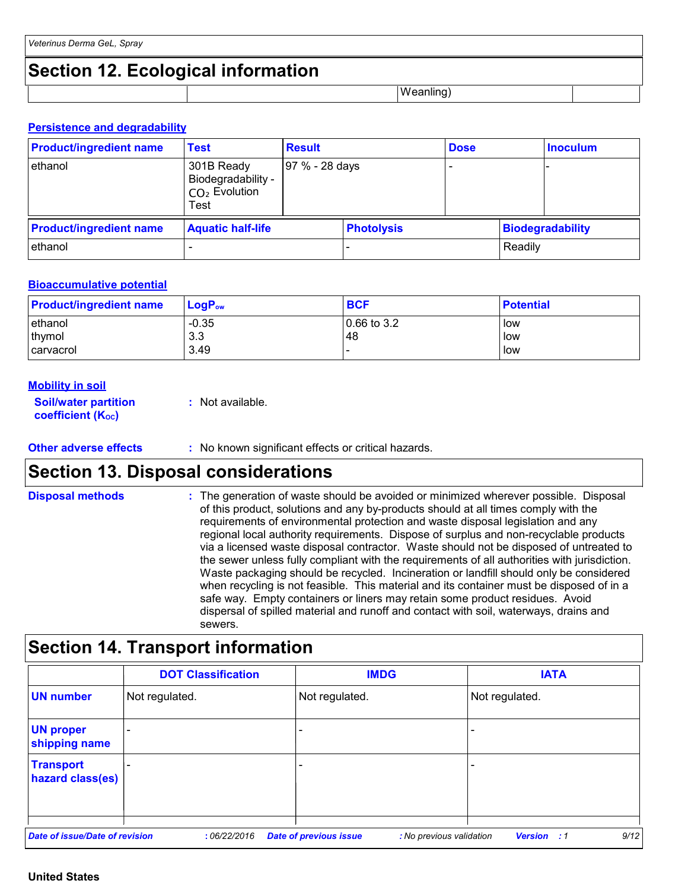## Section 12. Ecological information

| | | Weanling) | |
|---|---|---|---|

### Persistence and degradability

| Product/ingredient name | Test | Result | Dose | Inoculum |
|---|---|---|---|---|
| ethanol | 301B Ready Biodegradability - $CO_2$ Evolution Test | 97 % - 28 days | - | - |

| Product/ingredient name | Aquatic half-life | Photolysis | Biodegradability |
|---|---|---|---|
| ethanol | - | - | Readily |

### Bioaccumulative potential

| Product/ingredient name | $LogP_{ow}$ | BCF | Potential |
|---|---|---|---|
| ethanol | -0.35 | 0.66 to 3.2 | low |
| thymol | 3.3 | 48 | low |
| carvacrol | 3.49 | - | low |

### Mobility in soil

**Soil/water partition coefficient ($K_{OC}$)** : Not available.

**Other adverse effects** : No known significant effects or critical hazards.

## Section 13. Disposal considerations

**Disposal methods** : The generation of waste should be avoided or minimized wherever possible. Disposal of this product, solutions and any by-products should at all times comply with the requirements of environmental protection and waste disposal legislation and any regional local authority requirements. Dispose of surplus and non-recyclable products via a licensed waste disposal contractor. Waste should not be disposed of untreated to the sewer unless fully compliant with the requirements of all authorities with jurisdiction. Waste packaging should be recycled. Incineration or landfill should only be considered when recycling is not feasible. This material and its container must be disposed of in a safe way. Empty containers or liners may retain some product residues. Avoid dispersal of spilled material and runoff and contact with soil, waterways, drains and sewers.

## Section 14. Transport information

| | DOT Classification | IMDG | IATA |
|---|---|---|---|
| UN number | Not regulated. | Not regulated. | Not regulated. |
| UN proper shipping name | - | - | - |
| Transport hazard class(es) | - | - | - |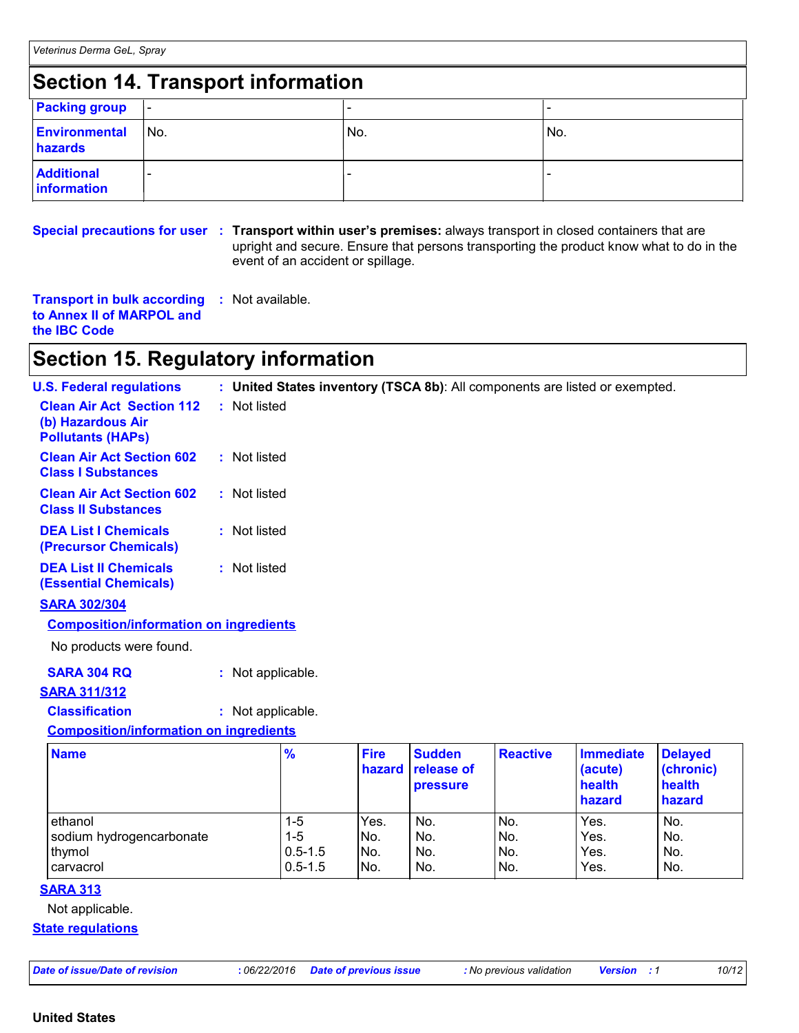## Section 14. Transport information

| Packing group | - | - | - |
|---|---|---|---|
| Environmental hazards | No. | No. | No. |
| Additional information | - | - | - |

**Special precautions for user** : **Transport within user's premises:** always transport in closed containers that are upright and secure. Ensure that persons transporting the product know what to do in the event of an accident or spillage.

**Transport in bulk according to Annex II of MARPOL and the IBC Code** : Not available.

## Section 15. Regulatory information

**U.S. Federal regulations** : **United States inventory (TSCA 8b)**: All components are listed or exempted.

**Clean Air Act Section 112 (b) Hazardous Air Pollutants (HAPs)** : Not listed

**Clean Air Act Section 602 Class I Substances** : Not listed

**Clean Air Act Section 602 Class II Substances** : Not listed

**DEA List I Chemicals (Precursor Chemicals)** : Not listed

**DEA List II Chemicals (Essential Chemicals)** : Not listed

**SARA 302/304**

**Composition/information on ingredients**

No products were found.

**SARA 304 RQ** : Not applicable.

**SARA 311/312**

**Classification** : Not applicable.

**Composition/information on ingredients**

| Name | % | Fire hazard | Sudden release of pressure | Reactive | Immediate (acute) health hazard | Delayed (chronic) health hazard |
|---|---|---|---|---|---|---|
| ethanol | 1-5 | Yes. | No. | No. | Yes. | No. |
| sodium hydrogencarbonate | 1-5 | No. | No. | No. | Yes. | No. |
| thymol | 0.5-1.5 | No. | No. | No. | Yes. | No. |
| carvacrol | 0.5-1.5 | No. | No. | No. | Yes. | No. |

**SARA 313**

Not applicable.

**State regulations**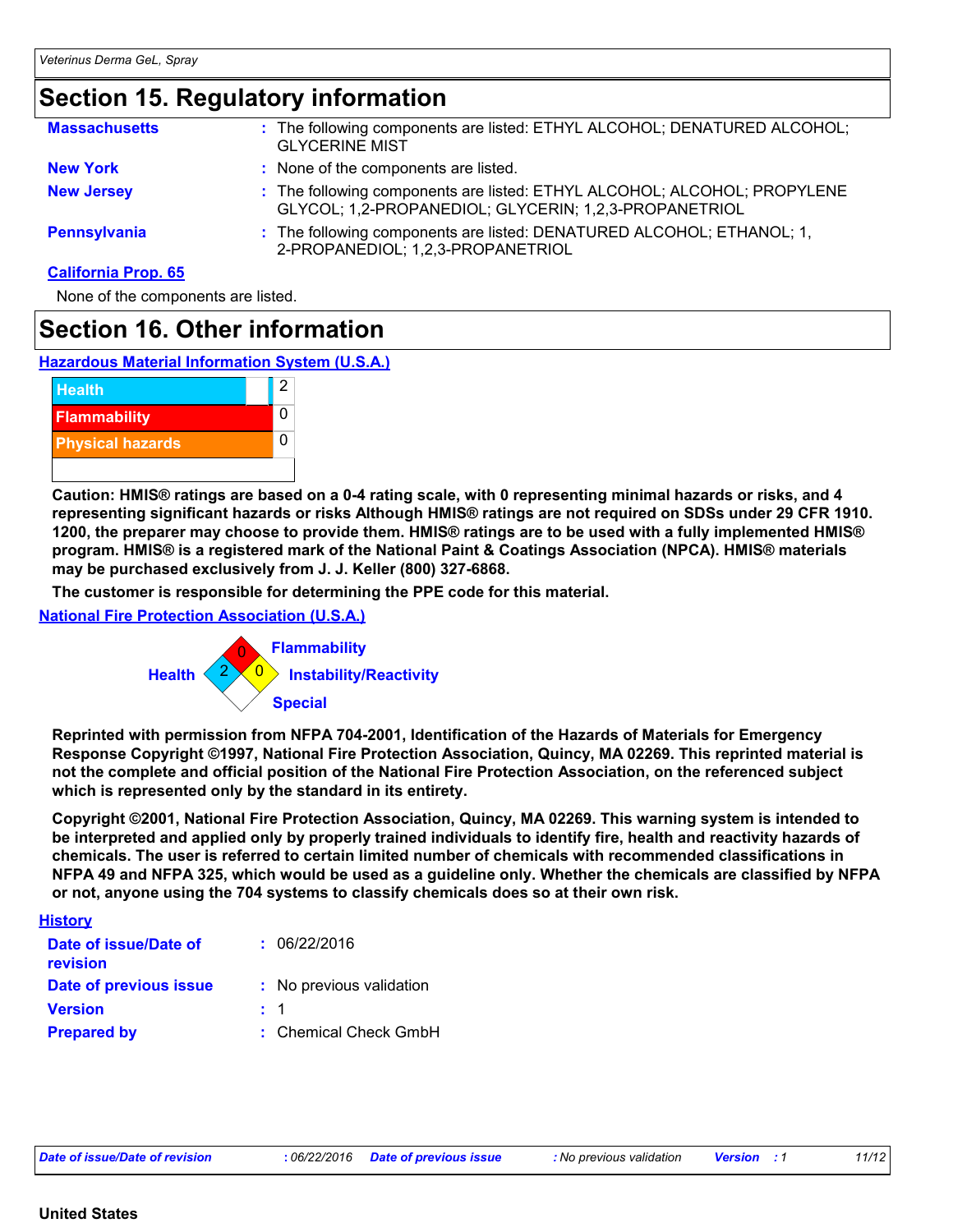## Section 15. Regulatory information

| | |
|---|---|
| **Massachusetts** | : The following components are listed: ETHYL ALCOHOL; DENATURED ALCOHOL; GLYCERINE MIST |
| **New York** | : None of the components are listed. |
| **New Jersey** | : The following components are listed: ETHYL ALCOHOL; ALCOHOL; PROPYLENE GLYCOL; 1,2-PROPANEDIOL; GLYCERIN; 1,2,3-PROPANETRIOL |
| **Pennsylvania** | : The following components are listed: DENATURED ALCOHOL; ETHANOL; 1, 2-PROPANEDIOL; 1,2,3-PROPANETRIOL |

**California Prop. 65**

None of the components are listed.

## Section 16. Other information

**Hazardous Material Information System (U.S.A.)**

| | |
|---|---|
| Health | 2 |
| Flammability | 0 |
| Physical hazards | 0 |

**Caution: HMIS® ratings are based on a 0-4 rating scale, with 0 representing minimal hazards or risks, and 4 representing significant hazards or risks Although HMIS® ratings are not required on SDSs under 29 CFR 1910. 1200, the preparer may choose to provide them. HMIS® ratings are to be used with a fully implemented HMIS® program. HMIS® is a registered mark of the National Paint & Coatings Association (NPCA). HMIS® materials may be purchased exclusively from J. J. Keller (800) 327-6868.**

**The customer is responsible for determining the PPE code for this material.**

**National Fire Protection Association (U.S.A.)**

| | |
|---|---|
| Flammability | 0 |
| Health | 2 |
| Instability/Reactivity | 0 |
| Special | |

**Reprinted with permission from NFPA 704-2001, Identification of the Hazards of Materials for Emergency Response Copyright ©1997, National Fire Protection Association, Quincy, MA 02269. This reprinted material is not the complete and official position of the National Fire Protection Association, on the referenced subject which is represented only by the standard in its entirety.**

**Copyright ©2001, National Fire Protection Association, Quincy, MA 02269. This warning system is intended to be interpreted and applied only by properly trained individuals to identify fire, health and reactivity hazards of chemicals. The user is referred to certain limited number of chemicals with recommended classifications in NFPA 49 and NFPA 325, which would be used as a guideline only. Whether the chemicals are classified by NFPA or not, anyone using the 704 systems to classify chemicals does so at their own risk.**

**History**

| | |
|---|---|
| **Date of issue/Date of revision** | : 06/22/2016 |
| **Date of previous issue** | : No previous validation |
| **Version** | : 1 |
| **Prepared by** | : Chemical Check GmbH |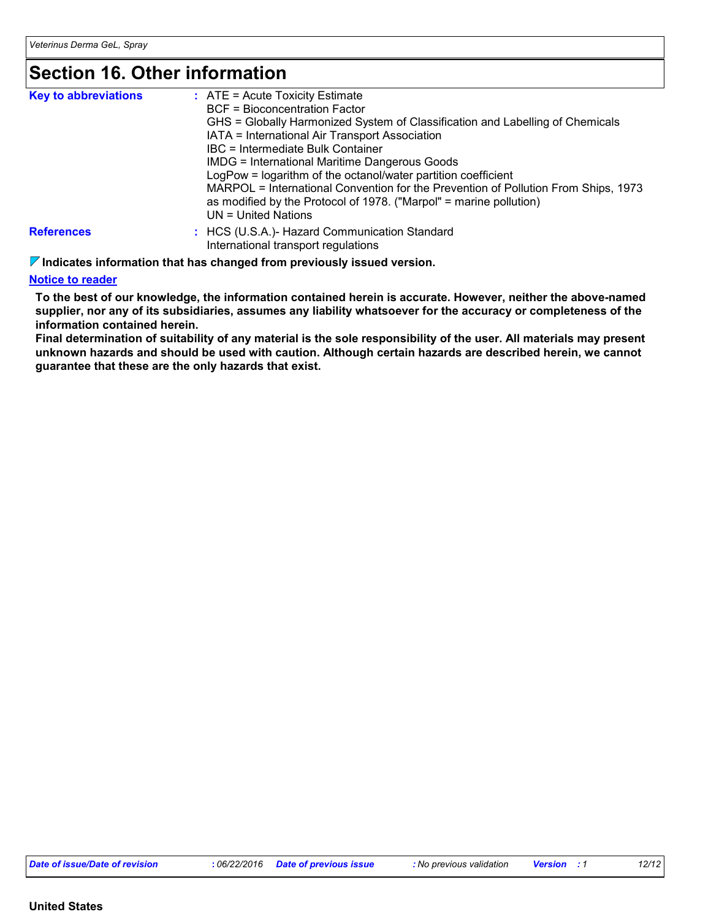## Section 16. Other information

**Key to abbreviations** : ATE = Acute Toxicity Estimate
BCF = Bioconcentration Factor
GHS = Globally Harmonized System of Classification and Labelling of Chemicals
IATA = International Air Transport Association
IBC = Intermediate Bulk Container
IMDG = International Maritime Dangerous Goods
LogPow = logarithm of the octanol/water partition coefficient
MARPOL = International Convention for the Prevention of Pollution From Ships, 1973 as modified by the Protocol of 1978. ("Marpol" = marine pollution)
UN = United Nations

**References** : HCS (U.S.A.)- Hazard Communication Standard
International transport regulations

**Indicates information that has changed from previously issued version.**

**Notice to reader**

**To the best of our knowledge, the information contained herein is accurate. However, neither the above-named supplier, nor any of its subsidiaries, assumes any liability whatsoever for the accuracy or completeness of the information contained herein.**
**Final determination of suitability of any material is the sole responsibility of the user. All materials may present unknown hazards and should be used with caution. Although certain hazards are described herein, we cannot guarantee that these are the only hazards that exist.**

*Date of issue/Date of revision* : 06/22/2016 *Date of previous issue* : No previous validation *Version* : 1

**United States**